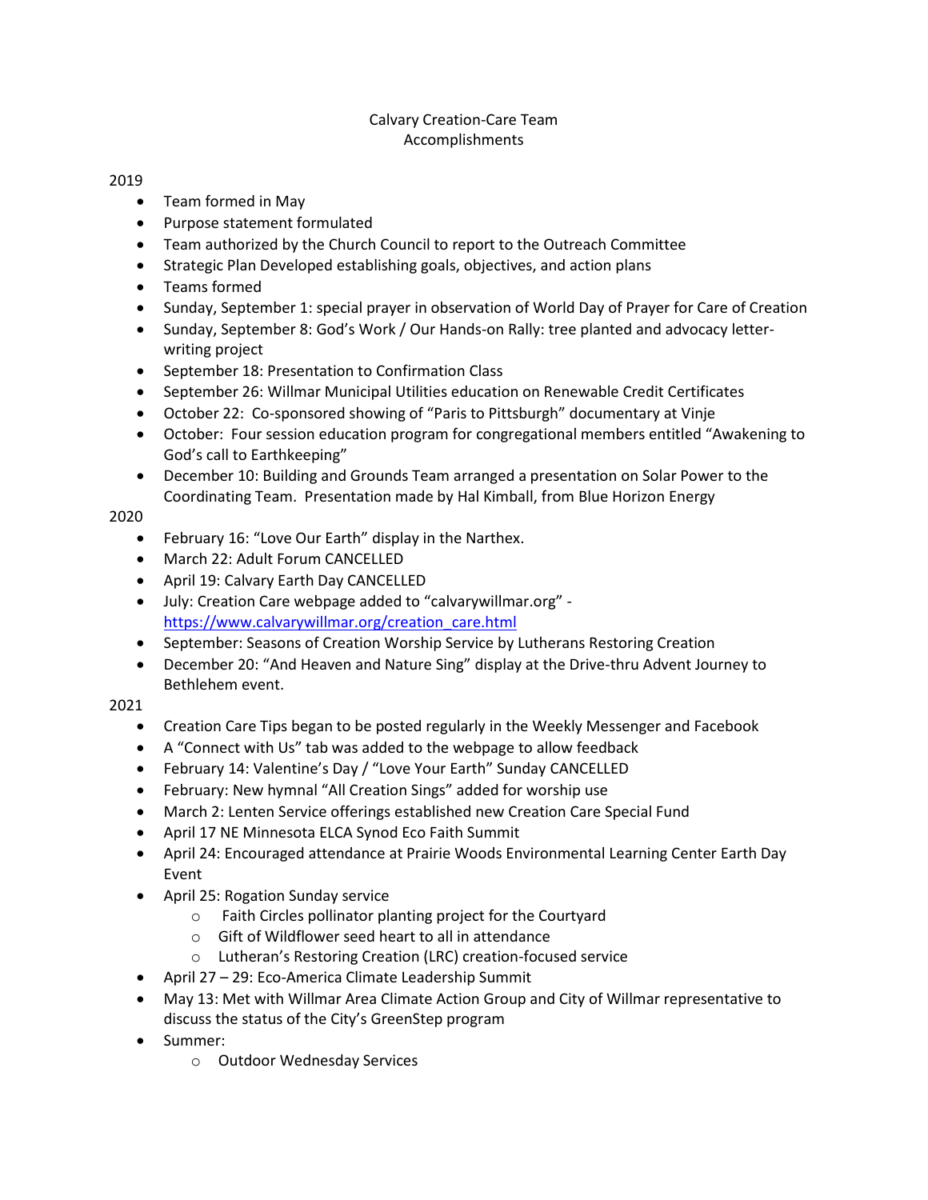# Calvary Creation-Care Team
## Accomplishments

2019

- Team formed in May
- Purpose statement formulated
- Team authorized by the Church Council to report to the Outreach Committee
- Strategic Plan Developed establishing goals, objectives, and action plans
- Teams formed
- Sunday, September 1: special prayer in observation of World Day of Prayer for Care of Creation
- Sunday, September 8: God's Work / Our Hands-on Rally: tree planted and advocacy letter-writing project
- September 18: Presentation to Confirmation Class
- September 26: Willmar Municipal Utilities education on Renewable Credit Certificates
- October 22: Co-sponsored showing of "Paris to Pittsburgh" documentary at Vinje
- October: Four session education program for congregational members entitled "Awakening to God's call to Earthkeeping"
- December 10: Building and Grounds Team arranged a presentation on Solar Power to the Coordinating Team. Presentation made by Hal Kimball, from Blue Horizon Energy

2020

- February 16: "Love Our Earth" display in the Narthex.
- March 22: Adult Forum CANCELLED
- April 19: Calvary Earth Day CANCELLED
- July: Creation Care webpage added to "calvarywillmar.org" - https://www.calvarywillmar.org/creation_care.html
- September: Seasons of Creation Worship Service by Lutherans Restoring Creation
- December 20: "And Heaven and Nature Sing" display at the Drive-thru Advent Journey to Bethlehem event.

2021

- Creation Care Tips began to be posted regularly in the Weekly Messenger and Facebook
- A "Connect with Us" tab was added to the webpage to allow feedback
- February 14: Valentine's Day / "Love Your Earth" Sunday CANCELLED
- February: New hymnal "All Creation Sings" added for worship use
- March 2: Lenten Service offerings established new Creation Care Special Fund
- April 17 NE Minnesota ELCA Synod Eco Faith Summit
- April 24: Encouraged attendance at Prairie Woods Environmental Learning Center Earth Day Event
- April 25: Rogation Sunday service
  - Faith Circles pollinator planting project for the Courtyard
  - Gift of Wildflower seed heart to all in attendance
  - Lutheran's Restoring Creation (LRC) creation-focused service
- April 27 – 29: Eco-America Climate Leadership Summit
- May 13: Met with Willmar Area Climate Action Group and City of Willmar representative to discuss the status of the City's GreenStep program
- Summer:
  - Outdoor Wednesday Services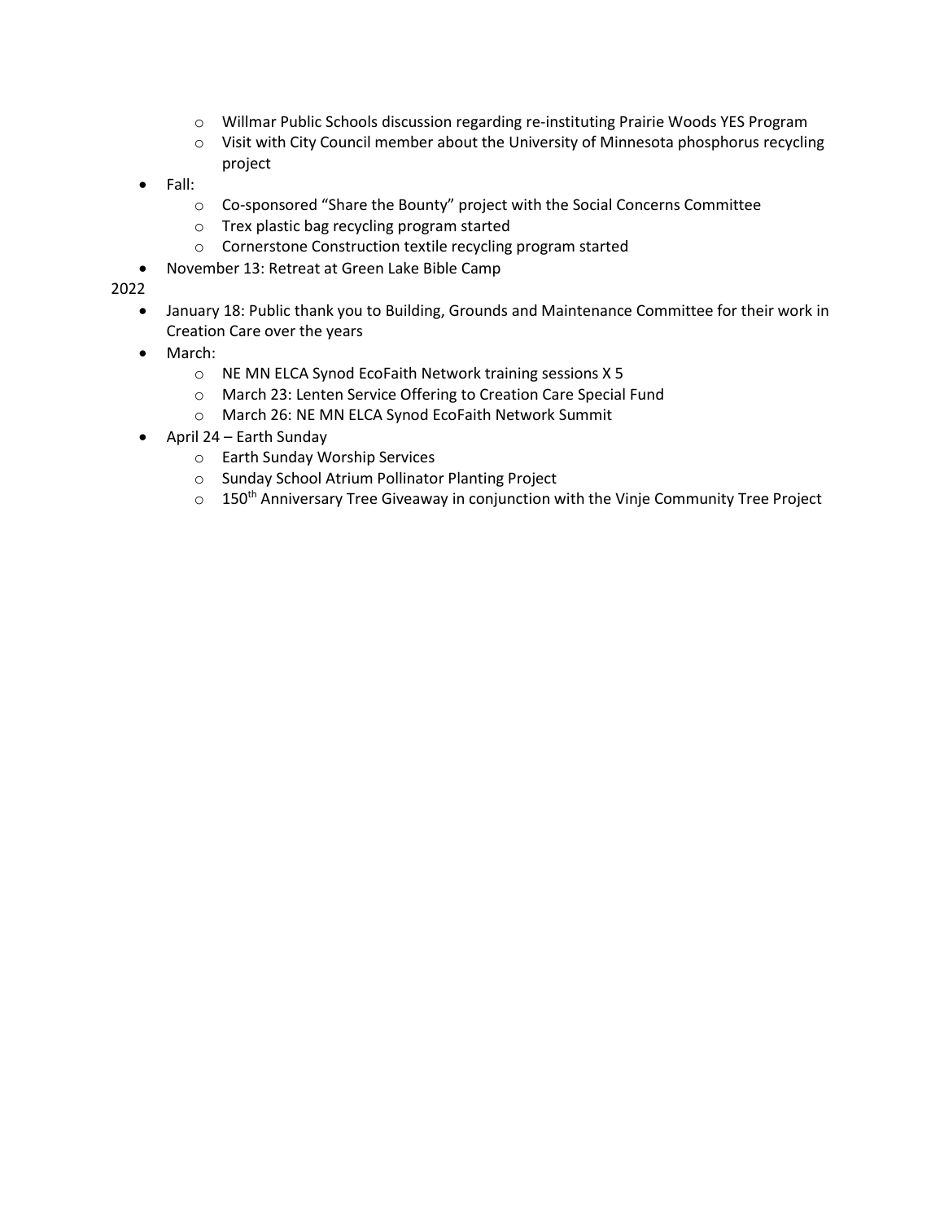- Willmar Public Schools discussion regarding re-instituting Prairie Woods YES Program
    - Visit with City Council member about the University of Minnesota phosphorus recycling project
- Fall:
    - Co-sponsored "Share the Bounty" project with the Social Concerns Committee
    - Trex plastic bag recycling program started
    - Cornerstone Construction textile recycling program started
- November 13: Retreat at Green Lake Bible Camp

2022

- January 18: Public thank you to Building, Grounds and Maintenance Committee for their work in Creation Care over the years
- March:
    - NE MN ELCA Synod EcoFaith Network training sessions X 5
    - March 23: Lenten Service Offering to Creation Care Special Fund
    - March 26: NE MN ELCA Synod EcoFaith Network Summit
- April 24 – Earth Sunday
    - Earth Sunday Worship Services
    - Sunday School Atrium Pollinator Planting Project
    - 150th Anniversary Tree Giveaway in conjunction with the Vinje Community Tree Project